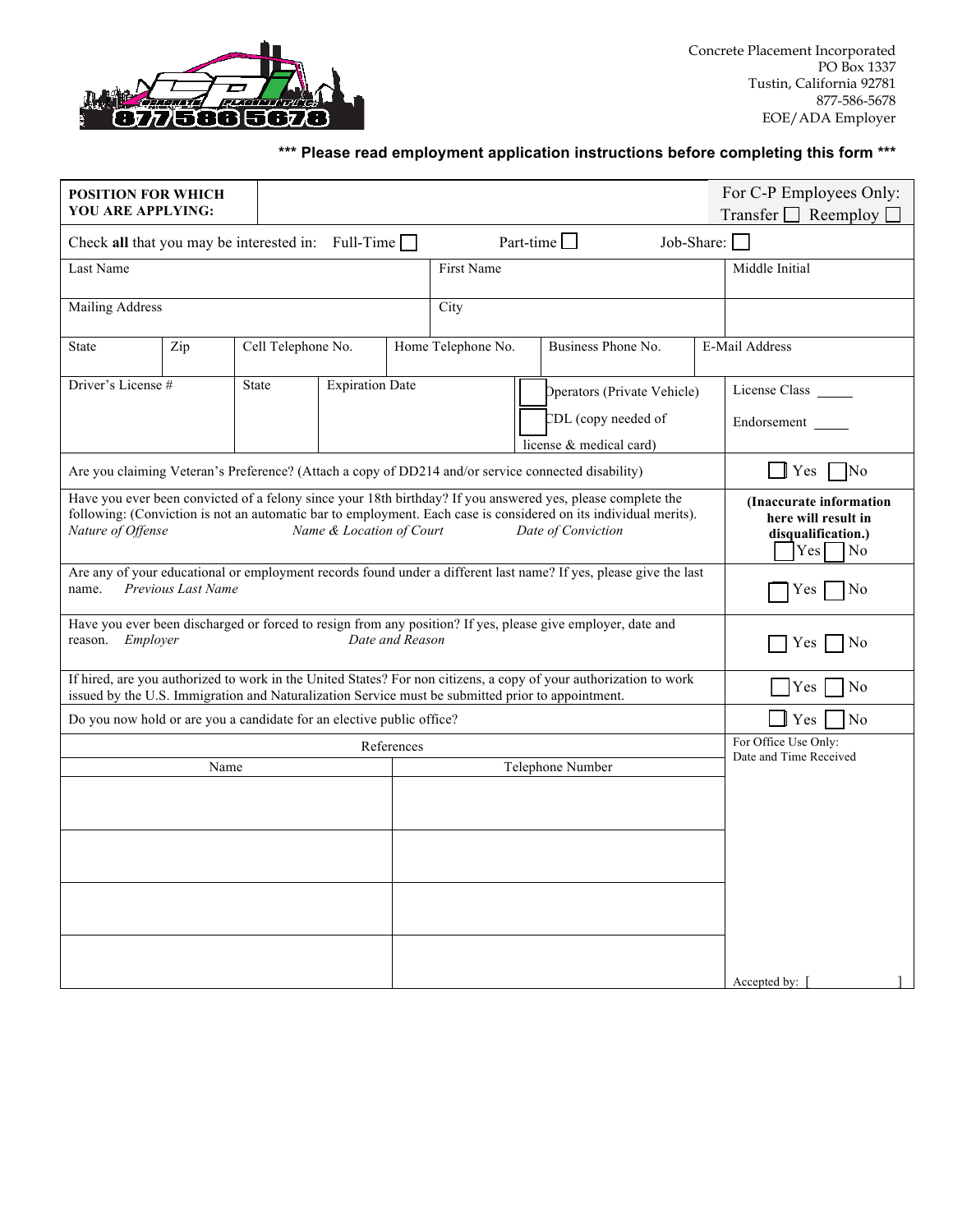Concrete Placement Incorporated
PO Box 1337
Tustin, California 92781
877-586-5678
EOE/ADA Employer

**\*\*\* Please read employment application instructions before completing this form \*\*\***

| **POSITION FOR WHICH YOU ARE APPLYING:** | | For C-P Employees Only: Transfer ☐ Reemploy ☐ |
|---|---|---|
| Check **all** that you may be interested in: Full-Time ☐ Part-time ☐ Job-Share: ☐ | | |

| Last Name | First Name | Middle Initial |
|---|---|---|
| Mailing Address | City | |

| State | Zip | Cell Telephone No. | Home Telephone No. | Business Phone No. | E-Mail Address |
|---|---|---|---|---|---|

| Driver's License # | State | Expiration Date | ☐ Operators (Private Vehicle) ☐ CDL (copy needed of license & medical card) | License Class _____ Endorsement _____ |
|---|---|---|---|---|

| | |
|---|---|
| Are you claiming Veteran's Preference? (Attach a copy of DD214 and/or service connected disability) | ☐ Yes ☐ No |
| Have you ever been convicted of a felony since your 18th birthday? If you answered yes, please complete the following: (Conviction is not an automatic bar to employment. Each case is considered on its individual merits). *Nature of Offense* *Name & Location of Court* *Date of Conviction* | **(Inaccurate information here will result in disqualification.)** ☐ Yes ☐ No |
| Are any of your educational or employment records found under a different last name? If yes, please give the last name. *Previous Last Name* | ☐ Yes ☐ No |
| Have you ever been discharged or forced to resign from any position? If yes, please give employer, date and reason. *Employer* *Date and Reason* | ☐ Yes ☐ No |
| If hired, are you authorized to work in the United States? For non citizens, a copy of your authorization to work issued by the U.S. Immigration and Naturalization Service must be submitted prior to appointment. | ☐ Yes ☐ No |
| Do you now hold or are you a candidate for an elective public office? | ☐ Yes ☐ No |

| References | | For Office Use Only: Date and Time Received |
|---|---|---|
| Name | Telephone Number | |
| | | |
| | | |
| | | |
| | | Accepted by: [ ] |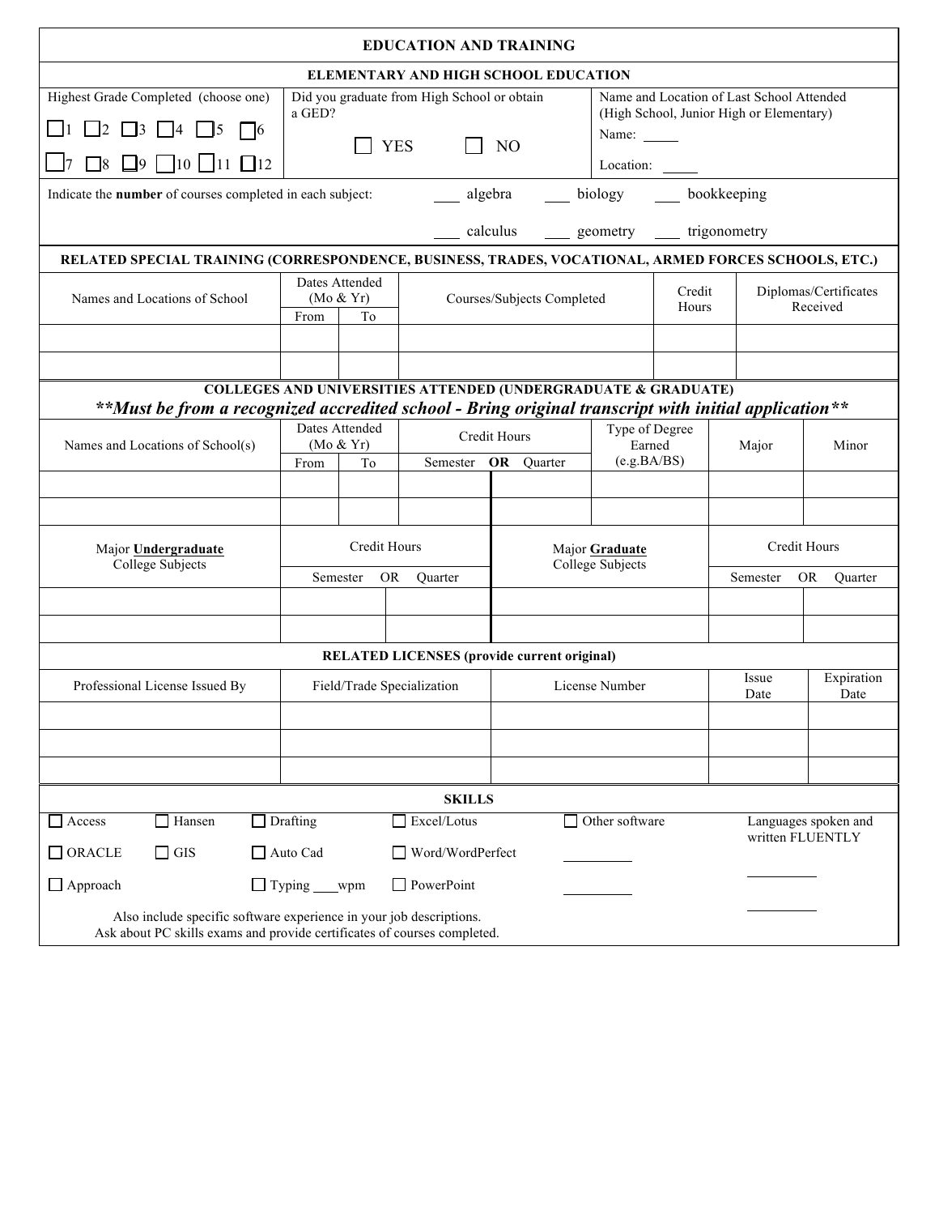## EDUCATION AND TRAINING

### ELEMENTARY AND HIGH SCHOOL EDUCATION

| Highest Grade Completed (choose one) | Did you graduate from High School or obtain a GED? | Name and Location of Last School Attended (High School, Junior High or Elementary) |
|---|---|---|
| ☐1 ☐2 ☐3 ☐4 ☐5 ☐6 ☐7 ☐8 ☐9 ☐10 ☐11 ☐12 | ☐ YES ☐ NO | Name: \_\_\_\_\_ Location: \_\_\_\_\_ |

Indicate the **number** of courses completed in each subject: \_\_\_ algebra \_\_\_ biology \_\_\_ bookkeeping \_\_\_ calculus \_\_\_ geometry \_\_\_ trigonometry

### RELATED SPECIAL TRAINING (CORRESPONDENCE, BUSINESS, TRADES, VOCATIONAL, ARMED FORCES SCHOOLS, ETC.)

| Names and Locations of School | Dates Attended (Mo & Yr) From | To | Courses/Subjects Completed | Credit Hours | Diplomas/Certificates Received |
|---|---|---|---|---|---|
| | | | | | |
| | | | | | |

### COLLEGES AND UNIVERSITIES ATTENDED (UNDERGRADUATE & GRADUATE)

***Must be from a recognized accredited school - Bring original transcript with initial application***

| Names and Locations of School(s) | Dates Attended (Mo & Yr) From | To | Credit Hours Semester | **OR** Quarter | Type of Degree Earned (e.g.BA/BS) | Major | Minor |
|---|---|---|---|---|---|---|---|
| | | | | | | | |
| | | | | | | | |

| Major **Undergraduate** College Subjects | Credit Hours Semester | OR Quarter | Major **Graduate** College Subjects | Credit Hours Semester | OR Quarter |
|---|---|---|---|---|---|
| | | | | | |
| | | | | | |

### RELATED LICENSES (provide current original)

| Professional License Issued By | Field/Trade Specialization | License Number | Issue Date | Expiration Date |
|---|---|---|---|---|
| | | | | |
| | | | | |
| | | | | |

### SKILLS

☐ Access ☐ Hansen ☐ Drafting ☐ Excel/Lotus ☐ Other software

☐ ORACLE ☐ GIS ☐ Auto Cad ☐ Word/WordPerfect \_\_\_\_\_\_\_\_\_\_

☐ Approach ☐ Typing \_\_\_\_wpm ☐ PowerPoint \_\_\_\_\_\_\_\_\_\_

Languages spoken and written FLUENTLY

\_\_\_\_\_\_\_\_\_\_

\_\_\_\_\_\_\_\_\_\_

Also include specific software experience in your job descriptions.
Ask about PC skills exams and provide certificates of courses completed.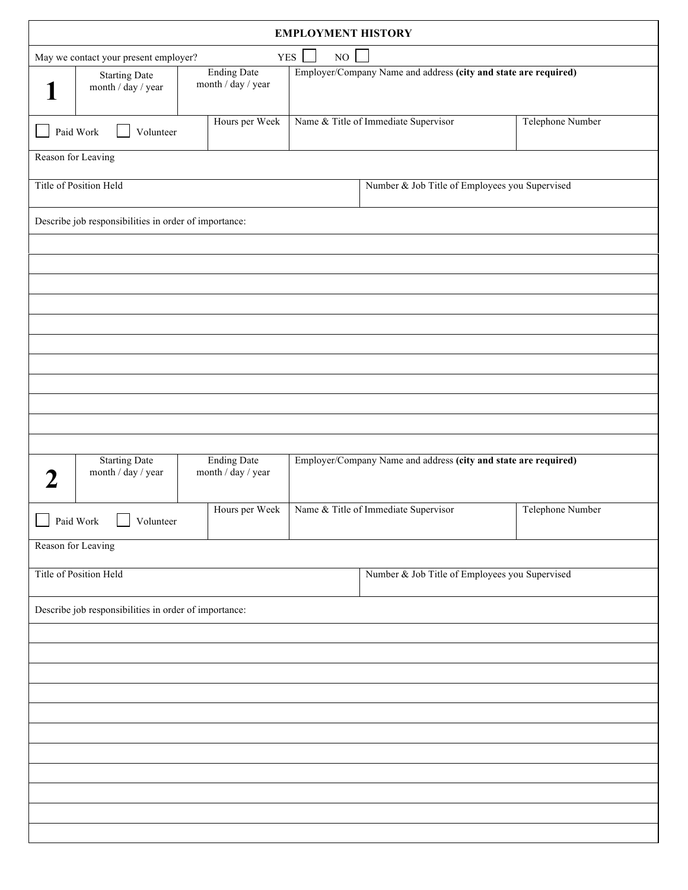## EMPLOYMENT HISTORY

May we contact your present employer? YES ☐ NO ☐

| **1** | Starting Date month / day / year | Ending Date month / day / year | Employer/Company Name and address **(city and state are required)** | |
|---|---|---|---|---|
| ☐ Paid Work ☐ Volunteer | | Hours per Week | Name & Title of Immediate Supervisor | Telephone Number |
| Reason for Leaving | | | | |
| Title of Position Held | | | Number & Job Title of Employees you Supervised | |
| Describe job responsibilities in order of importance: | | | | |

| **2** | Starting Date month / day / year | Ending Date month / day / year | Employer/Company Name and address **(city and state are required)** | |
|---|---|---|---|---|
| ☐ Paid Work ☐ Volunteer | | Hours per Week | Name & Title of Immediate Supervisor | Telephone Number |
| Reason for Leaving | | | | |
| Title of Position Held | | | Number & Job Title of Employees you Supervised | |
| Describe job responsibilities in order of importance: | | | | |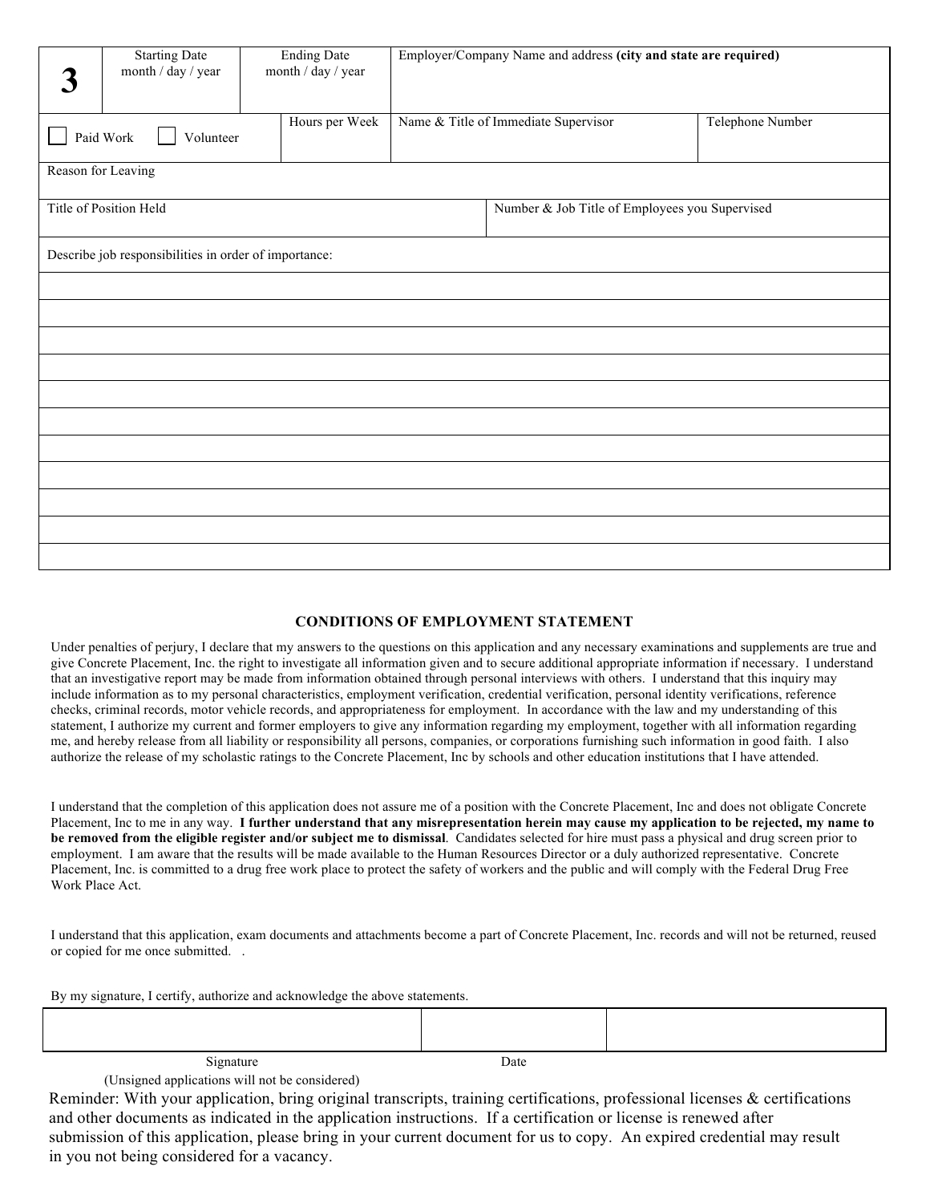| 3 | Starting Date<br>month / day / year | Ending Date<br>month / day / year | Employer/Company Name and address **(city and state are required)** | |
|---|---|---|---|---|
| ☐ Paid Work ☐ Volunteer | | Hours per Week | Name & Title of Immediate Supervisor | Telephone Number |
| Reason for Leaving | | | | |
| Title of Position Held | | | Number & Job Title of Employees you Supervised | |
| Describe job responsibilities in order of importance: | | | | |
| | | | | |
| | | | | |
| | | | | |
| | | | | |
| | | | | |
| | | | | |
| | | | | |
| | | | | |
| | | | | |
| | | | | |
| | | | | |

## CONDITIONS OF EMPLOYMENT STATEMENT

Under penalties of perjury, I declare that my answers to the questions on this application and any necessary examinations and supplements are true and give Concrete Placement, Inc. the right to investigate all information given and to secure additional appropriate information if necessary. I understand that an investigative report may be made from information obtained through personal interviews with others. I understand that this inquiry may include information as to my personal characteristics, employment verification, credential verification, personal identity verifications, reference checks, criminal records, motor vehicle records, and appropriateness for employment. In accordance with the law and my understanding of this statement, I authorize my current and former employers to give any information regarding my employment, together with all information regarding me, and hereby release from all liability or responsibility all persons, companies, or corporations furnishing such information in good faith. I also authorize the release of my scholastic ratings to the Concrete Placement, Inc by schools and other education institutions that I have attended.

I understand that the completion of this application does not assure me of a position with the Concrete Placement, Inc and does not obligate Concrete Placement, Inc to me in any way. **I further understand that any misrepresentation herein may cause my application to be rejected, my name to be removed from the eligible register and/or subject me to dismissal**. Candidates selected for hire must pass a physical and drug screen prior to employment. I am aware that the results will be made available to the Human Resources Director or a duly authorized representative. Concrete Placement, Inc. is committed to a drug free work place to protect the safety of workers and the public and will comply with the Federal Drug Free Work Place Act.

I understand that this application, exam documents and attachments become a part of Concrete Placement, Inc. records and will not be returned, reused or copied for me once submitted. .

By my signature, I certify, authorize and acknowledge the above statements.

| | | |
|---|---|---|
| | | |
| Signature<br>(Unsigned applications will not be considered) | Date | |

Reminder: With your application, bring original transcripts, training certifications, professional licenses & certifications and other documents as indicated in the application instructions. If a certification or license is renewed after submission of this application, please bring in your current document for us to copy. An expired credential may result in you not being considered for a vacancy.